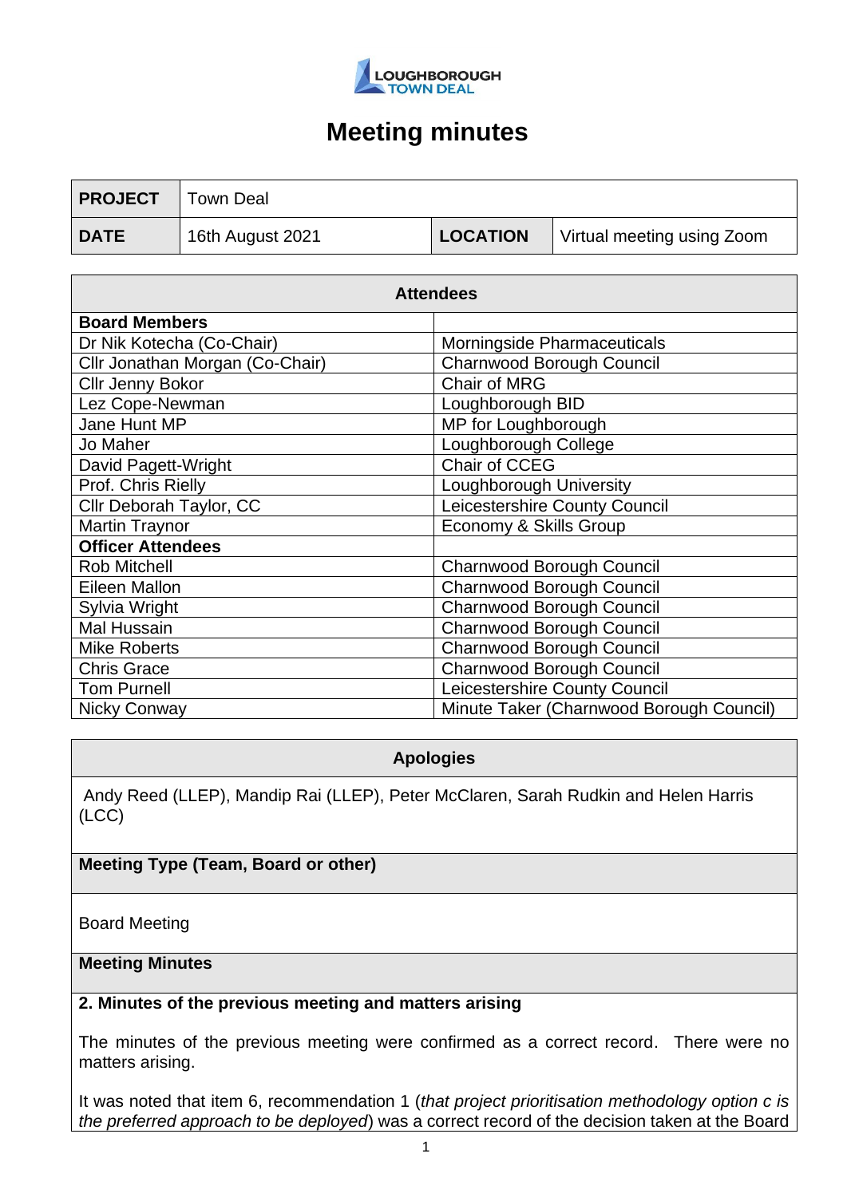LOUGHBOROUGH TOWN DEAL

# Meeting minutes

| PROJECT | Town Deal | | |
|---|---|---|---|
| DATE | 16th August 2021 | LOCATION | Virtual meeting using Zoom |

| Attendees | |
|---|---|
| **Board Members** | |
| Dr Nik Kotecha (Co-Chair) | Morningside Pharmaceuticals |
| Cllr Jonathan Morgan (Co-Chair) | Charnwood Borough Council |
| Cllr Jenny Bokor | Chair of MRG |
| Lez Cope-Newman | Loughborough BID |
| Jane Hunt MP | MP for Loughborough |
| Jo Maher | Loughborough College |
| David Pagett-Wright | Chair of CCEG |
| Prof. Chris Rielly | Loughborough University |
| Cllr Deborah Taylor, CC | Leicestershire County Council |
| Martin Traynor | Economy & Skills Group |
| **Officer Attendees** | |
| Rob Mitchell | Charnwood Borough Council |
| Eileen Mallon | Charnwood Borough Council |
| Sylvia Wright | Charnwood Borough Council |
| Mal Hussain | Charnwood Borough Council |
| Mike Roberts | Charnwood Borough Council |
| Chris Grace | Charnwood Borough Council |
| Tom Purnell | Leicestershire County Council |
| Nicky Conway | Minute Taker (Charnwood Borough Council) |

**Apologies**

Andy Reed (LLEP), Mandip Rai (LLEP), Peter McClaren, Sarah Rudkin and Helen Harris (LCC)

**Meeting Type (Team, Board or other)**

Board Meeting

**Meeting Minutes**

**2. Minutes of the previous meeting and matters arising**

The minutes of the previous meeting were confirmed as a correct record. There were no matters arising.

It was noted that item 6, recommendation 1 (*that project prioritisation methodology option c is the preferred approach to be deployed*) was a correct record of the decision taken at the Board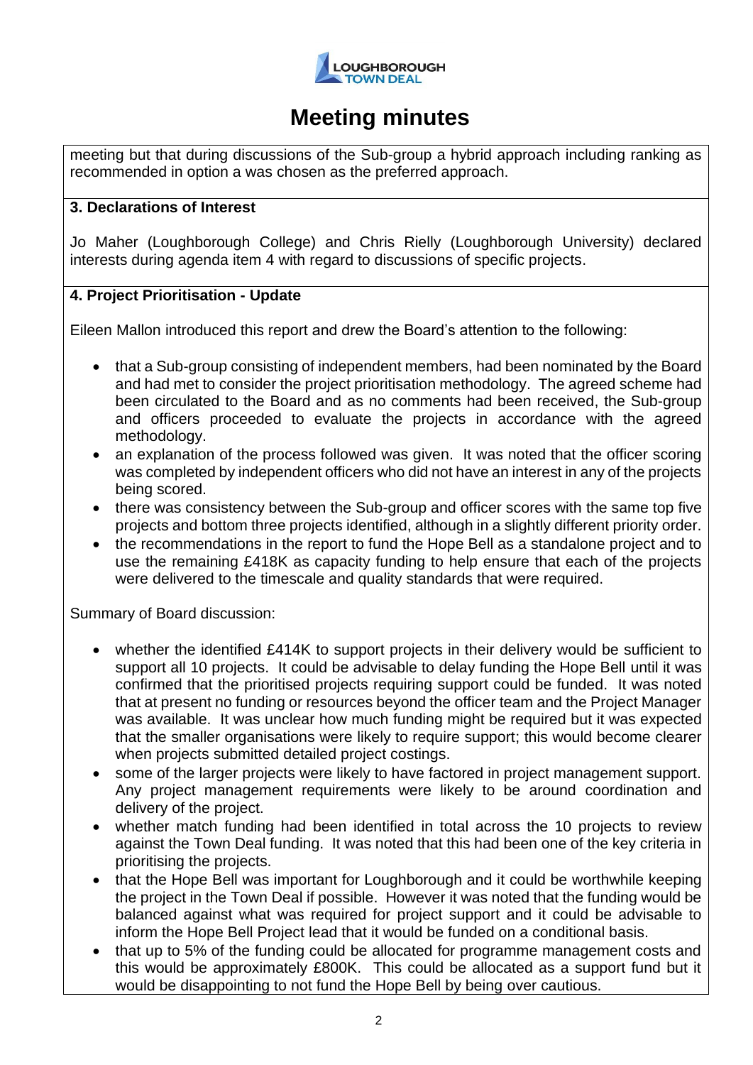# Meeting minutes

meeting but that during discussions of the Sub-group a hybrid approach including ranking as recommended in option a was chosen as the preferred approach.

**3. Declarations of Interest**

Jo Maher (Loughborough College) and Chris Rielly (Loughborough University) declared interests during agenda item 4 with regard to discussions of specific projects.

**4. Project Prioritisation - Update**

Eileen Mallon introduced this report and drew the Board's attention to the following:

- that a Sub-group consisting of independent members, had been nominated by the Board and had met to consider the project prioritisation methodology. The agreed scheme had been circulated to the Board and as no comments had been received, the Sub-group and officers proceeded to evaluate the projects in accordance with the agreed methodology.
- an explanation of the process followed was given. It was noted that the officer scoring was completed by independent officers who did not have an interest in any of the projects being scored.
- there was consistency between the Sub-group and officer scores with the same top five projects and bottom three projects identified, although in a slightly different priority order.
- the recommendations in the report to fund the Hope Bell as a standalone project and to use the remaining £418K as capacity funding to help ensure that each of the projects were delivered to the timescale and quality standards that were required.

Summary of Board discussion:

- whether the identified £414K to support projects in their delivery would be sufficient to support all 10 projects. It could be advisable to delay funding the Hope Bell until it was confirmed that the prioritised projects requiring support could be funded. It was noted that at present no funding or resources beyond the officer team and the Project Manager was available. It was unclear how much funding might be required but it was expected that the smaller organisations were likely to require support; this would become clearer when projects submitted detailed project costings.
- some of the larger projects were likely to have factored in project management support. Any project management requirements were likely to be around coordination and delivery of the project.
- whether match funding had been identified in total across the 10 projects to review against the Town Deal funding. It was noted that this had been one of the key criteria in prioritising the projects.
- that the Hope Bell was important for Loughborough and it could be worthwhile keeping the project in the Town Deal if possible. However it was noted that the funding would be balanced against what was required for project support and it could be advisable to inform the Hope Bell Project lead that it would be funded on a conditional basis.
- that up to 5% of the funding could be allocated for programme management costs and this would be approximately £800K. This could be allocated as a support fund but it would be disappointing to not fund the Hope Bell by being over cautious.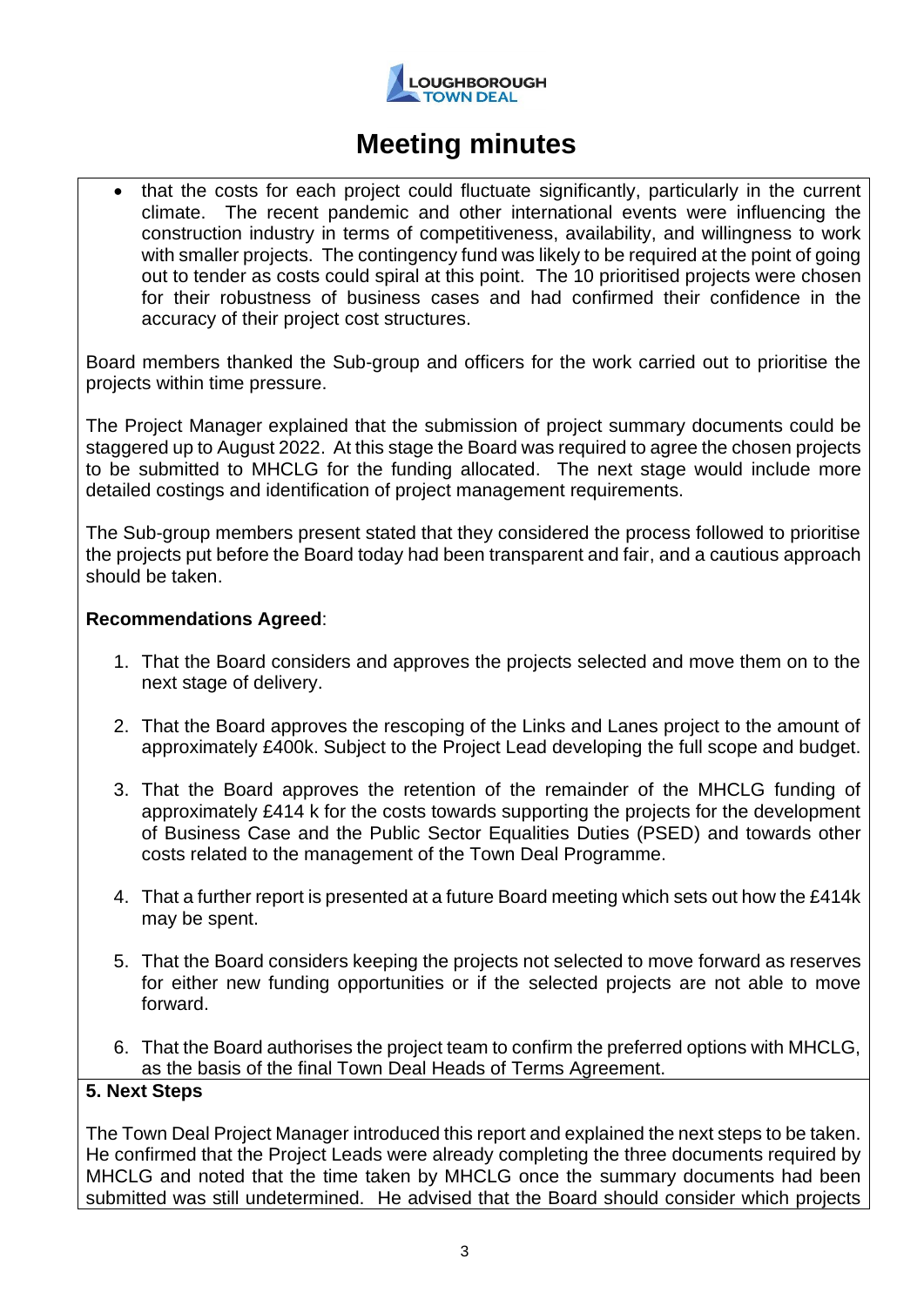- that the costs for each project could fluctuate significantly, particularly in the current climate. The recent pandemic and other international events were influencing the construction industry in terms of competitiveness, availability, and willingness to work with smaller projects. The contingency fund was likely to be required at the point of going out to tender as costs could spiral at this point. The 10 prioritised projects were chosen for their robustness of business cases and had confirmed their confidence in the accuracy of their project cost structures.

Board members thanked the Sub-group and officers for the work carried out to prioritise the projects within time pressure.

The Project Manager explained that the submission of project summary documents could be staggered up to August 2022. At this stage the Board was required to agree the chosen projects to be submitted to MHCLG for the funding allocated. The next stage would include more detailed costings and identification of project management requirements.

The Sub-group members present stated that they considered the process followed to prioritise the projects put before the Board today had been transparent and fair, and a cautious approach should be taken.

**Recommendations Agreed**:

1. That the Board considers and approves the projects selected and move them on to the next stage of delivery.

2. That the Board approves the rescoping of the Links and Lanes project to the amount of approximately £400k. Subject to the Project Lead developing the full scope and budget.

3. That the Board approves the retention of the remainder of the MHCLG funding of approximately £414 k for the costs towards supporting the projects for the development of Business Case and the Public Sector Equalities Duties (PSED) and towards other costs related to the management of the Town Deal Programme.

4. That a further report is presented at a future Board meeting which sets out how the £414k may be spent.

5. That the Board considers keeping the projects not selected to move forward as reserves for either new funding opportunities or if the selected projects are not able to move forward.

6. That the Board authorises the project team to confirm the preferred options with MHCLG, as the basis of the final Town Deal Heads of Terms Agreement.

**5. Next Steps**

The Town Deal Project Manager introduced this report and explained the next steps to be taken. He confirmed that the Project Leads were already completing the three documents required by MHCLG and noted that the time taken by MHCLG once the summary documents had been submitted was still undetermined. He advised that the Board should consider which projects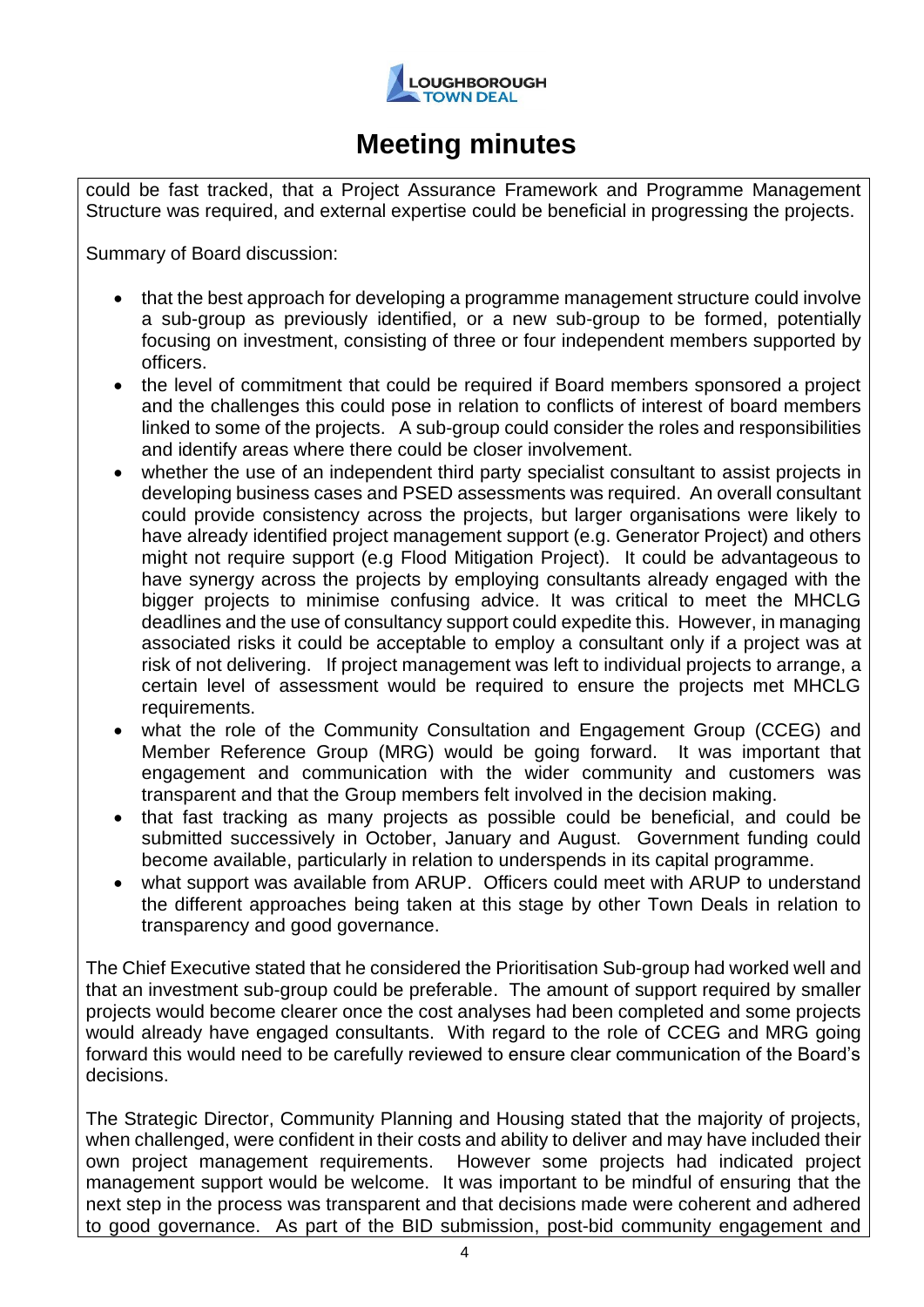# Meeting minutes

could be fast tracked, that a Project Assurance Framework and Programme Management Structure was required, and external expertise could be beneficial in progressing the projects.

Summary of Board discussion:

- that the best approach for developing a programme management structure could involve a sub-group as previously identified, or a new sub-group to be formed, potentially focusing on investment, consisting of three or four independent members supported by officers.
- the level of commitment that could be required if Board members sponsored a project and the challenges this could pose in relation to conflicts of interest of board members linked to some of the projects. A sub-group could consider the roles and responsibilities and identify areas where there could be closer involvement.
- whether the use of an independent third party specialist consultant to assist projects in developing business cases and PSED assessments was required. An overall consultant could provide consistency across the projects, but larger organisations were likely to have already identified project management support (e.g. Generator Project) and others might not require support (e.g Flood Mitigation Project). It could be advantageous to have synergy across the projects by employing consultants already engaged with the bigger projects to minimise confusing advice. It was critical to meet the MHCLG deadlines and the use of consultancy support could expedite this. However, in managing associated risks it could be acceptable to employ a consultant only if a project was at risk of not delivering. If project management was left to individual projects to arrange, a certain level of assessment would be required to ensure the projects met MHCLG requirements.
- what the role of the Community Consultation and Engagement Group (CCEG) and Member Reference Group (MRG) would be going forward. It was important that engagement and communication with the wider community and customers was transparent and that the Group members felt involved in the decision making.
- that fast tracking as many projects as possible could be beneficial, and could be submitted successively in October, January and August. Government funding could become available, particularly in relation to underspends in its capital programme.
- what support was available from ARUP. Officers could meet with ARUP to understand the different approaches being taken at this stage by other Town Deals in relation to transparency and good governance.

The Chief Executive stated that he considered the Prioritisation Sub-group had worked well and that an investment sub-group could be preferable. The amount of support required by smaller projects would become clearer once the cost analyses had been completed and some projects would already have engaged consultants. With regard to the role of CCEG and MRG going forward this would need to be carefully reviewed to ensure clear communication of the Board's decisions.

The Strategic Director, Community Planning and Housing stated that the majority of projects, when challenged, were confident in their costs and ability to deliver and may have included their own project management requirements. However some projects had indicated project management support would be welcome. It was important to be mindful of ensuring that the next step in the process was transparent and that decisions made were coherent and adhered to good governance. As part of the BID submission, post-bid community engagement and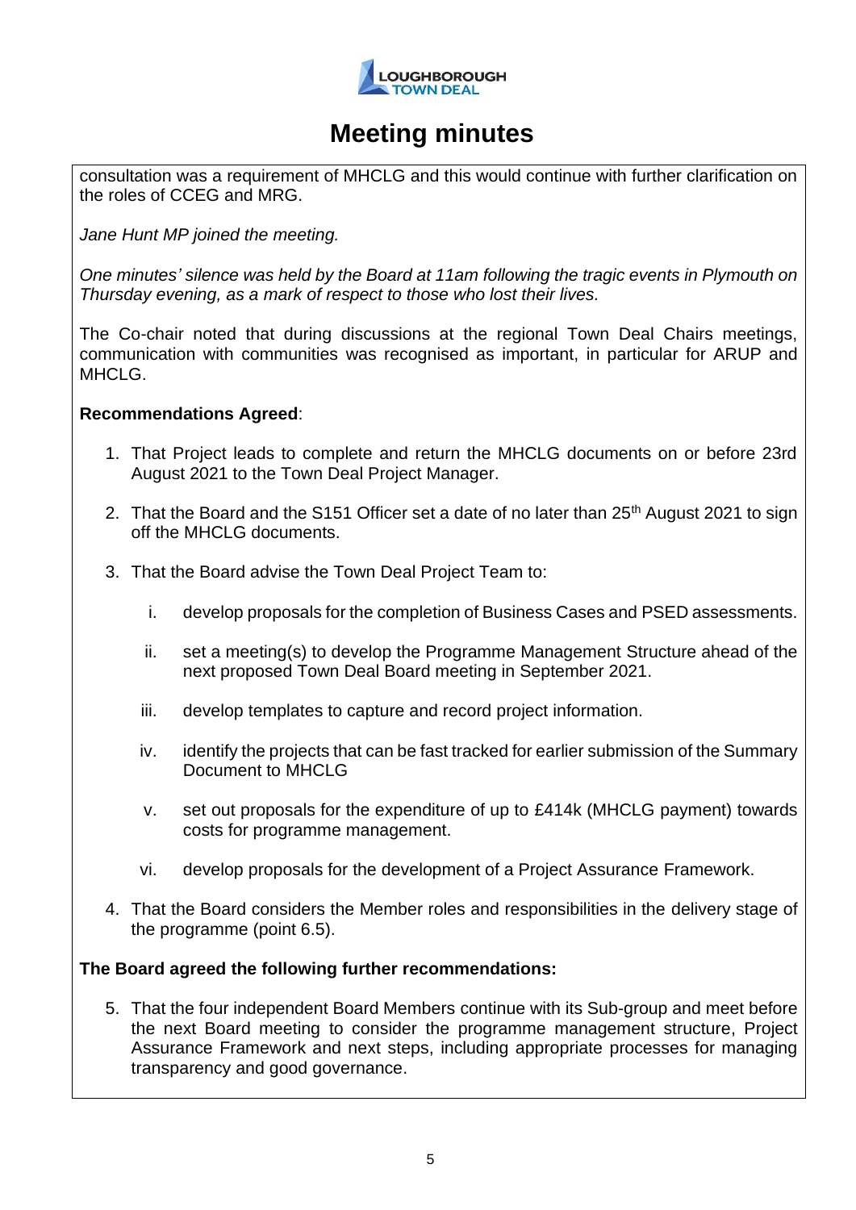# Meeting minutes

consultation was a requirement of MHCLG and this would continue with further clarification on the roles of CCEG and MRG.

*Jane Hunt MP joined the meeting.*

*One minutes' silence was held by the Board at 11am following the tragic events in Plymouth on Thursday evening, as a mark of respect to those who lost their lives.*

The Co-chair noted that during discussions at the regional Town Deal Chairs meetings, communication with communities was recognised as important, in particular for ARUP and MHCLG.

**Recommendations Agreed**:

1. That Project leads to complete and return the MHCLG documents on or before 23rd August 2021 to the Town Deal Project Manager.
2. That the Board and the S151 Officer set a date of no later than 25th August 2021 to sign off the MHCLG documents.
3. That the Board advise the Town Deal Project Team to:
   i. develop proposals for the completion of Business Cases and PSED assessments.
   ii. set a meeting(s) to develop the Programme Management Structure ahead of the next proposed Town Deal Board meeting in September 2021.
   iii. develop templates to capture and record project information.
   iv. identify the projects that can be fast tracked for earlier submission of the Summary Document to MHCLG
   v. set out proposals for the expenditure of up to £414k (MHCLG payment) towards costs for programme management.
   vi. develop proposals for the development of a Project Assurance Framework.
4. That the Board considers the Member roles and responsibilities in the delivery stage of the programme (point 6.5).

**The Board agreed the following further recommendations:**

5. That the four independent Board Members continue with its Sub-group and meet before the next Board meeting to consider the programme management structure, Project Assurance Framework and next steps, including appropriate processes for managing transparency and good governance.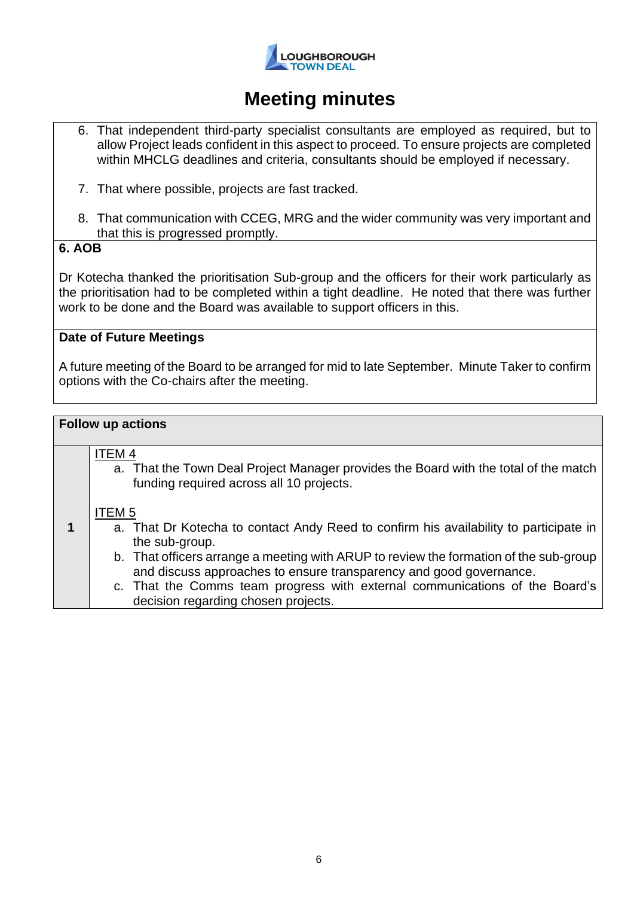# Meeting minutes

6. That independent third-party specialist consultants are employed as required, but to allow Project leads confident in this aspect to proceed. To ensure projects are completed within MHCLG deadlines and criteria, consultants should be employed if necessary.

7. That where possible, projects are fast tracked.

8. That communication with CCEG, MRG and the wider community was very important and that this is progressed promptly.

**6. AOB**

Dr Kotecha thanked the prioritisation Sub-group and the officers for their work particularly as the prioritisation had to be completed within a tight deadline. He noted that there was further work to be done and the Board was available to support officers in this.

**Date of Future Meetings**

A future meeting of the Board to be arranged for mid to late September. Minute Taker to confirm options with the Co-chairs after the meeting.

| Follow up actions | |
|---|---|
| **1** | ITEM 4<br>a. That the Town Deal Project Manager provides the Board with the total of the match funding required across all 10 projects.<br><br>ITEM 5<br>a. That Dr Kotecha to contact Andy Reed to confirm his availability to participate in the sub-group.<br>b. That officers arrange a meeting with ARUP to review the formation of the sub-group and discuss approaches to ensure transparency and good governance.<br>c. That the Comms team progress with external communications of the Board's decision regarding chosen projects. |